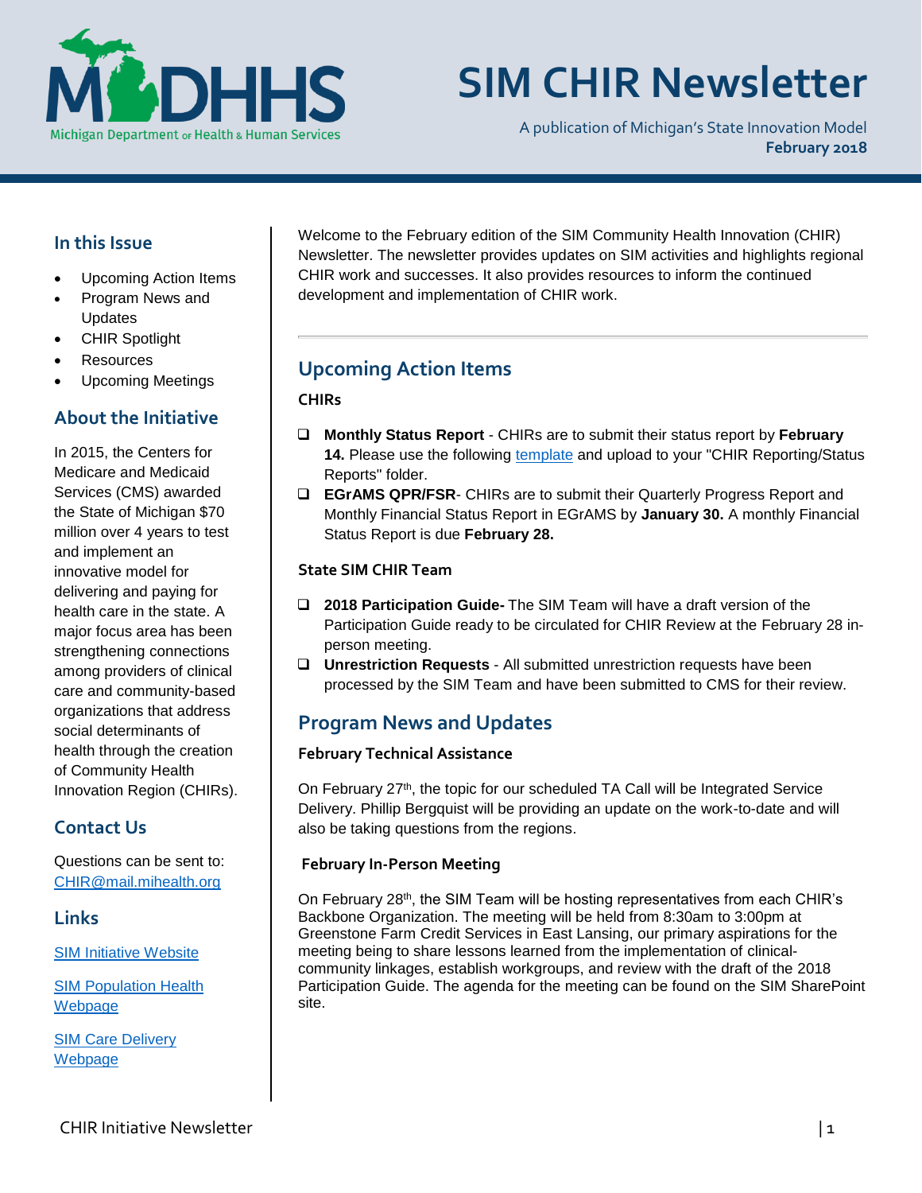# SIM CHIR Newsletter

A publication of Michigan's State Innovation Model
**February 2018**

## In this Issue

- Upcoming Action Items
- Program News and Updates
- CHIR Spotlight
- Resources
- Upcoming Meetings

## About the Initiative

In 2015, the Centers for Medicare and Medicaid Services (CMS) awarded the State of Michigan $70 million over 4 years to test and implement an innovative model for delivering and paying for health care in the state. A major focus area has been strengthening connections among providers of clinical care and community-based organizations that address social determinants of health through the creation of Community Health Innovation Region (CHIRs).

## Contact Us

Questions can be sent to: CHIR@mail.mihealth.org

## Links

SIM Initiative Website

SIM Population Health Webpage

SIM Care Delivery Webpage

---

Welcome to the February edition of the SIM Community Health Innovation (CHIR) Newsletter. The newsletter provides updates on SIM activities and highlights regional CHIR work and successes. It also provides resources to inform the continued development and implementation of CHIR work.

## Upcoming Action Items

### CHIRs

- **Monthly Status Report** - CHIRs are to submit their status report by **February 14.** Please use the following template and upload to your "CHIR Reporting/Status Reports" folder.
- **EGrAMS QPR/FSR**- CHIRs are to submit their Quarterly Progress Report and Monthly Financial Status Report in EGrAMS by **January 30.** A monthly Financial Status Report is due **February 28.**

### State SIM CHIR Team

- **2018 Participation Guide-** The SIM Team will have a draft version of the Participation Guide ready to be circulated for CHIR Review at the February 28 in-person meeting.
- **Unrestriction Requests** - All submitted unrestriction requests have been processed by the SIM Team and have been submitted to CMS for their review.

## Program News and Updates

### February Technical Assistance

On February 27th, the topic for our scheduled TA Call will be Integrated Service Delivery. Phillip Bergquist will be providing an update on the work-to-date and will also be taking questions from the regions.

### February In-Person Meeting

On February 28th, the SIM Team will be hosting representatives from each CHIR's Backbone Organization. The meeting will be held from 8:30am to 3:00pm at Greenstone Farm Credit Services in East Lansing, our primary aspirations for the meeting being to share lessons learned from the implementation of clinical-community linkages, establish workgroups, and review with the draft of the 2018 Participation Guide. The agenda for the meeting can be found on the SIM SharePoint site.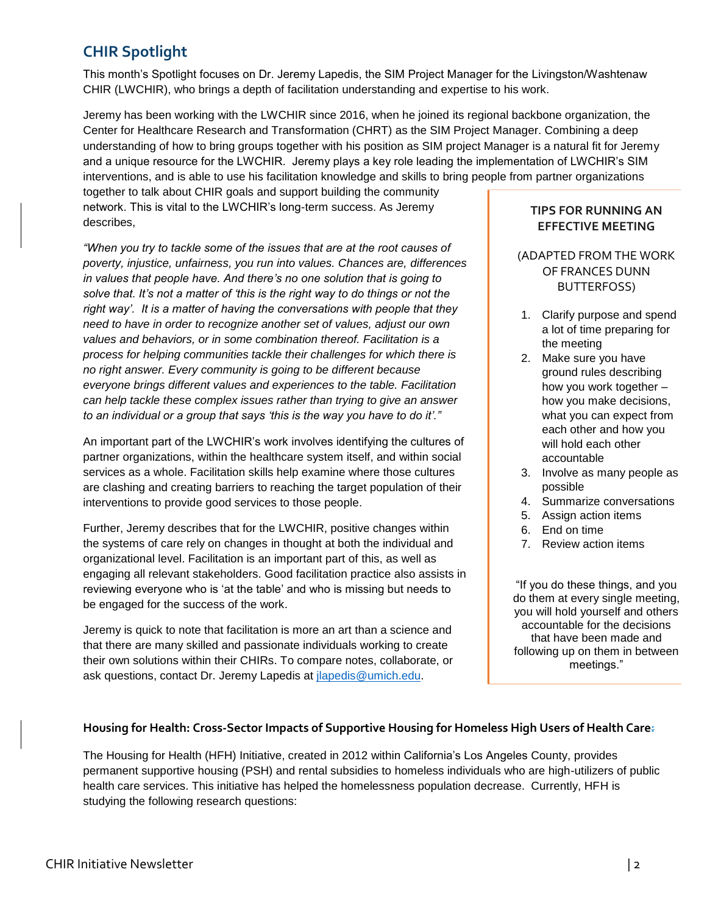## CHIR Spotlight

This month's Spotlight focuses on Dr. Jeremy Lapedis, the SIM Project Manager for the Livingston/Washtenaw CHIR (LWCHIR), who brings a depth of facilitation understanding and expertise to his work.

Jeremy has been working with the LWCHIR since 2016, when he joined its regional backbone organization, the Center for Healthcare Research and Transformation (CHRT) as the SIM Project Manager. Combining a deep understanding of how to bring groups together with his position as SIM project Manager is a natural fit for Jeremy and a unique resource for the LWCHIR. Jeremy plays a key role leading the implementation of LWCHIR's SIM interventions, and is able to use his facilitation knowledge and skills to bring people from partner organizations together to talk about CHIR goals and support building the community network. This is vital to the LWCHIR's long-term success. As Jeremy describes,

*"When you try to tackle some of the issues that are at the root causes of poverty, injustice, unfairness, you run into values. Chances are, differences in values that people have. And there's no one solution that is going to solve that. It's not a matter of 'this is the right way to do things or not the right way'. It is a matter of having the conversations with people that they need to have in order to recognize another set of values, adjust our own values and behaviors, or in some combination thereof. Facilitation is a process for helping communities tackle their challenges for which there is no right answer. Every community is going to be different because everyone brings different values and experiences to the table. Facilitation can help tackle these complex issues rather than trying to give an answer to an individual or a group that says 'this is the way you have to do it'."*

An important part of the LWCHIR's work involves identifying the cultures of partner organizations, within the healthcare system itself, and within social services as a whole. Facilitation skills help examine where those cultures are clashing and creating barriers to reaching the target population of their interventions to provide good services to those people.

Further, Jeremy describes that for the LWCHIR, positive changes within the systems of care rely on changes in thought at both the individual and organizational level. Facilitation is an important part of this, as well as engaging all relevant stakeholders. Good facilitation practice also assists in reviewing everyone who is 'at the table' and who is missing but needs to be engaged for the success of the work.

Jeremy is quick to note that facilitation is more an art than a science and that there are many skilled and passionate individuals working to create their own solutions within their CHIRs. To compare notes, collaborate, or ask questions, contact Dr. Jeremy Lapedis at jlapedis@umich.edu.

### TIPS FOR RUNNING AN EFFECTIVE MEETING

(ADAPTED FROM THE WORK OF FRANCES DUNN BUTTERFOSS)

1. Clarify purpose and spend a lot of time preparing for the meeting
2. Make sure you have ground rules describing how you work together – how you make decisions, what you can expect from each other and how you will hold each other accountable
3. Involve as many people as possible
4. Summarize conversations
5. Assign action items
6. End on time
7. Review action items

"If you do these things, and you do them at every single meeting, you will hold yourself and others accountable for the decisions that have been made and following up on them in between meetings."

**Housing for Health: Cross-Sector Impacts of Supportive Housing for Homeless High Users of Health Care:**

The Housing for Health (HFH) Initiative, created in 2012 within California's Los Angeles County, provides permanent supportive housing (PSH) and rental subsidies to homeless individuals who are high-utilizers of public health care services. This initiative has helped the homelessness population decrease. Currently, HFH is studying the following research questions: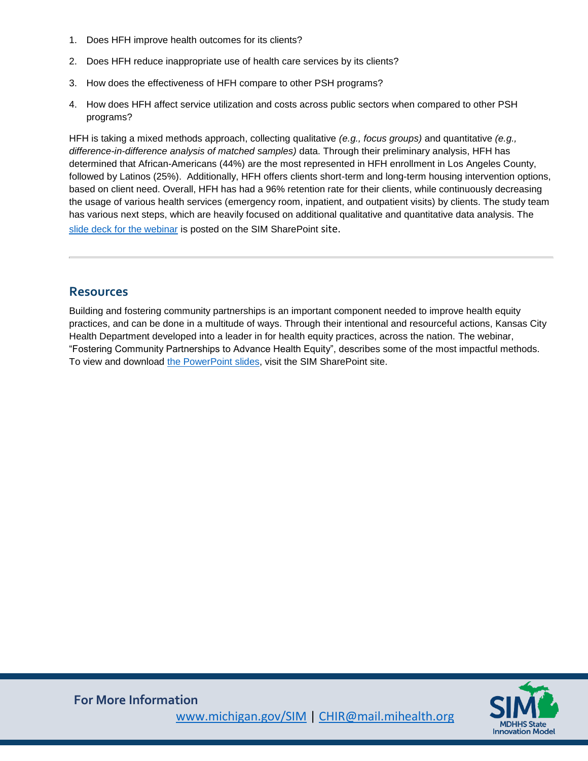1. Does HFH improve health outcomes for its clients?
2. Does HFH reduce inappropriate use of health care services by its clients?
3. How does the effectiveness of HFH compare to other PSH programs?
4. How does HFH affect service utilization and costs across public sectors when compared to other PSH programs?

HFH is taking a mixed methods approach, collecting qualitative *(e.g., focus groups)* and quantitative *(e.g., difference-in-difference analysis of matched samples)* data. Through their preliminary analysis, HFH has determined that African-Americans (44%) are the most represented in HFH enrollment in Los Angeles County, followed by Latinos (25%). Additionally, HFH offers clients short-term and long-term housing intervention options, based on client need. Overall, HFH has had a 96% retention rate for their clients, while continuously decreasing the usage of various health services (emergency room, inpatient, and outpatient visits) by clients. The study team has various next steps, which are heavily focused on additional qualitative and quantitative data analysis. The slide deck for the webinar is posted on the SIM SharePoint site.

---

## Resources

Building and fostering community partnerships is an important component needed to improve health equity practices, and can be done in a multitude of ways. Through their intentional and resourceful actions, Kansas City Health Department developed into a leader in for health equity practices, across the nation. The webinar, "Fostering Community Partnerships to Advance Health Equity", describes some of the most impactful methods. To view and download the PowerPoint slides, visit the SIM SharePoint site.

**For More Information**

www.michigan.gov/SIM | CHIR@mail.mihealth.org